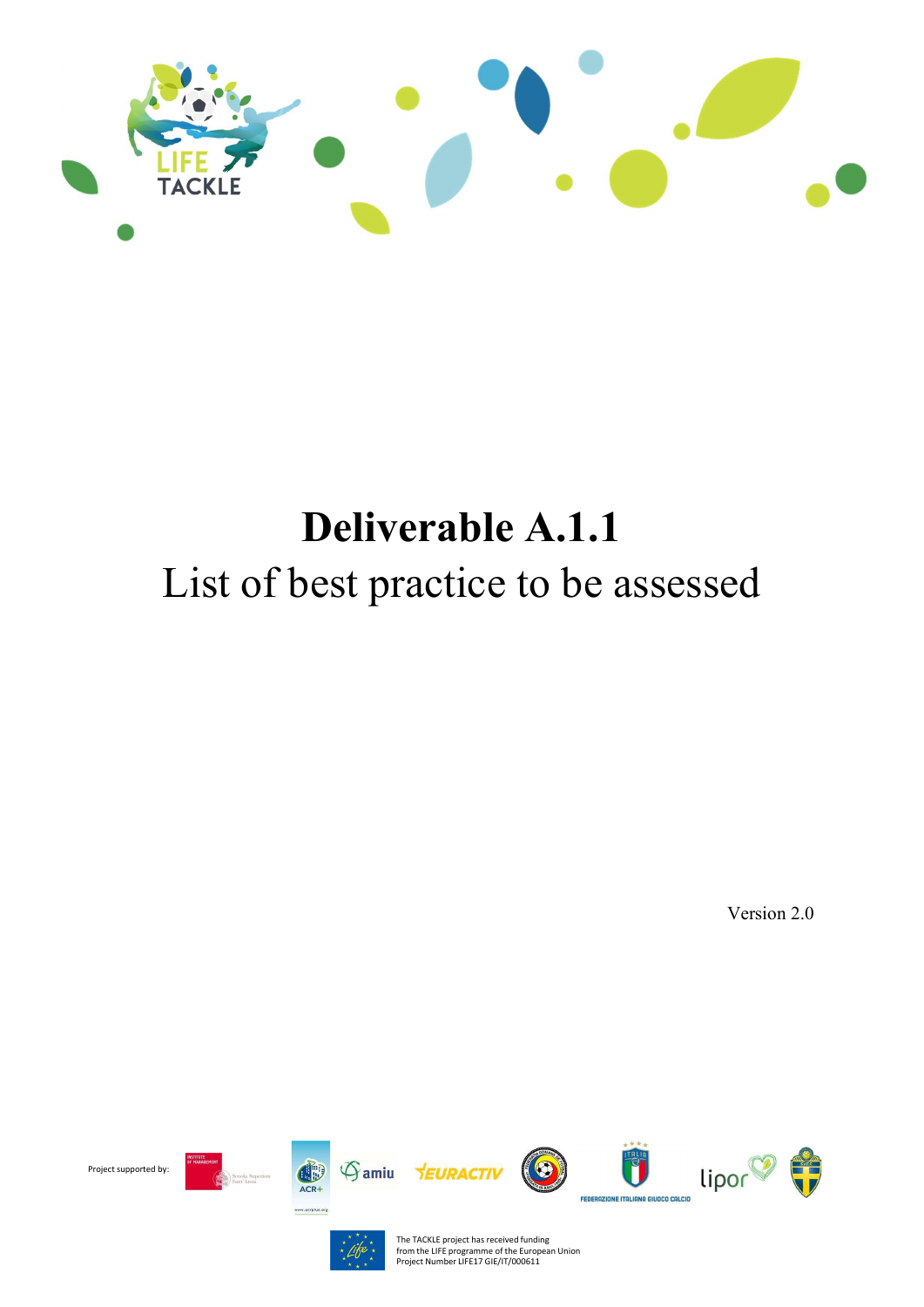# Deliverable A.1.1

List of best practice to be assessed

Version 2.0

Project supported by:

The TACKLE project has received funding from the LIFE programme of the European Union
Project Number LIFE17 GIE/IT/000611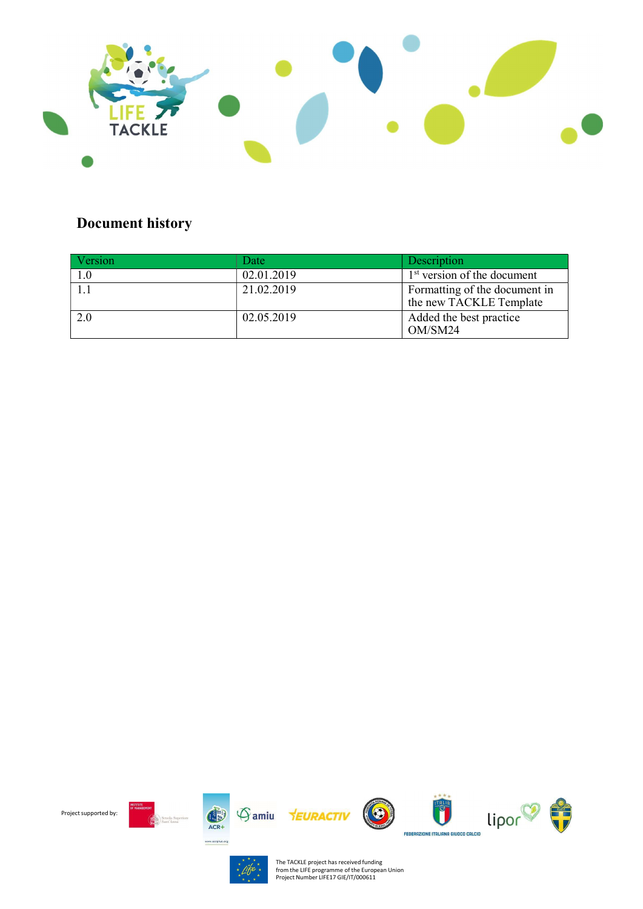## Document history

| Version | Date | Description |
|---|---|---|
| 1.0 | 02.01.2019 | 1st version of the document |
| 1.1 | 21.02.2019 | Formatting of the document in the new TACKLE Template |
| 2.0 | 02.05.2019 | Added the best practice OM/SM24 |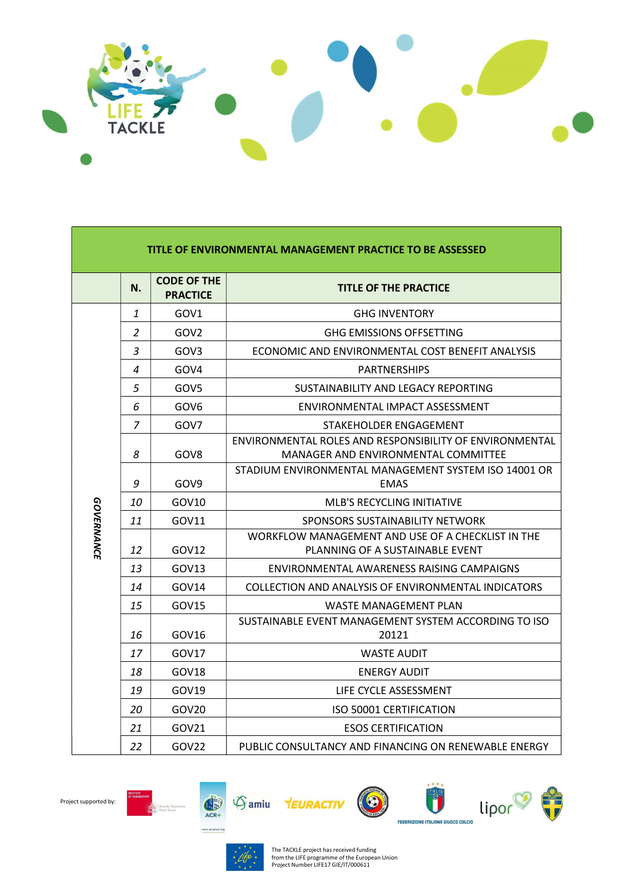| TITLE OF ENVIRONMENTAL MANAGEMENT PRACTICE TO BE ASSESSED | | | |
|---|---|---|---|
| | N. | CODE OF THE PRACTICE | TITLE OF THE PRACTICE |
| GOVERNANCE | 1 | GOV1 | GHG INVENTORY |
| | 2 | GOV2 | GHG EMISSIONS OFFSETTING |
| | 3 | GOV3 | ECONOMIC AND ENVIRONMENTAL COST BENEFIT ANALYSIS |
| | 4 | GOV4 | PARTNERSHIPS |
| | 5 | GOV5 | SUSTAINABILITY AND LEGACY REPORTING |
| | 6 | GOV6 | ENVIRONMENTAL IMPACT ASSESSMENT |
| | 7 | GOV7 | STAKEHOLDER ENGAGEMENT |
| | 8 | GOV8 | ENVIRONMENTAL ROLES AND RESPONSIBILITY OF ENVIRONMENTAL MANAGER AND ENVIRONMENTAL COMMITTEE |
| | 9 | GOV9 | STADIUM ENVIRONMENTAL MANAGEMENT SYSTEM ISO 14001 OR EMAS |
| | 10 | GOV10 | MLB'S RECYCLING INITIATIVE |
| | 11 | GOV11 | SPONSORS SUSTAINABILITY NETWORK |
| | 12 | GOV12 | WORKFLOW MANAGEMENT AND USE OF A CHECKLIST IN THE PLANNING OF A SUSTAINABLE EVENT |
| | 13 | GOV13 | ENVIRONMENTAL AWARENESS RAISING CAMPAIGNS |
| | 14 | GOV14 | COLLECTION AND ANALYSIS OF ENVIRONMENTAL INDICATORS |
| | 15 | GOV15 | WASTE MANAGEMENT PLAN |
| | 16 | GOV16 | SUSTAINABLE EVENT MANAGEMENT SYSTEM ACCORDING TO ISO 20121 |
| | 17 | GOV17 | WASTE AUDIT |
| | 18 | GOV18 | ENERGY AUDIT |
| | 19 | GOV19 | LIFE CYCLE ASSESSMENT |
| | 20 | GOV20 | ISO 50001 CERTIFICATION |
| | 21 | GOV21 | ESOS CERTIFICATION |
| | 22 | GOV22 | PUBLIC CONSULTANCY AND FINANCING ON RENEWABLE ENERGY |

Project supported by:

The TACKLE project has received funding from the LIFE programme of the European Union
Project Number LIFE17 GIE/IT/000611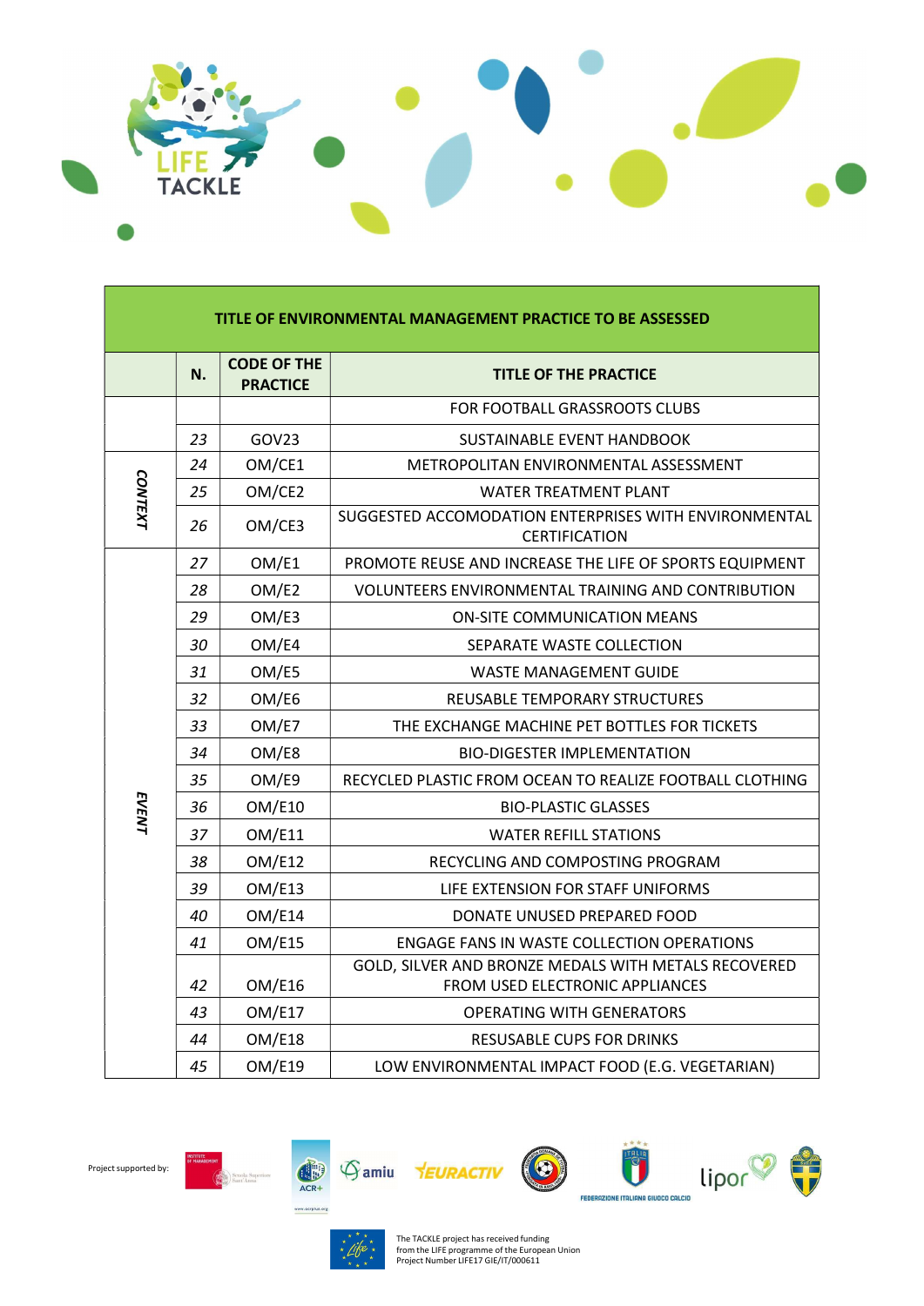| TITLE OF ENVIRONMENTAL MANAGEMENT PRACTICE TO BE ASSESSED | | | |
|---|---|---|---|
| | **N.** | **CODE OF THE PRACTICE** | **TITLE OF THE PRACTICE** |
| | | | FOR FOOTBALL GRASSROOTS CLUBS |
| | 23 | GOV23 | SUSTAINABLE EVENT HANDBOOK |
| CONTEXT | 24 | OM/CE1 | METROPOLITAN ENVIRONMENTAL ASSESSMENT |
| | 25 | OM/CE2 | WATER TREATMENT PLANT |
| | 26 | OM/CE3 | SUGGESTED ACCOMODATION ENTERPRISES WITH ENVIRONMENTAL CERTIFICATION |
| EVENT | 27 | OM/E1 | PROMOTE REUSE AND INCREASE THE LIFE OF SPORTS EQUIPMENT |
| | 28 | OM/E2 | VOLUNTEERS ENVIRONMENTAL TRAINING AND CONTRIBUTION |
| | 29 | OM/E3 | ON-SITE COMMUNICATION MEANS |
| | 30 | OM/E4 | SEPARATE WASTE COLLECTION |
| | 31 | OM/E5 | WASTE MANAGEMENT GUIDE |
| | 32 | OM/E6 | REUSABLE TEMPORARY STRUCTURES |
| | 33 | OM/E7 | THE EXCHANGE MACHINE PET BOTTLES FOR TICKETS |
| | 34 | OM/E8 | BIO-DIGESTER IMPLEMENTATION |
| | 35 | OM/E9 | RECYCLED PLASTIC FROM OCEAN TO REALIZE FOOTBALL CLOTHING |
| | 36 | OM/E10 | BIO-PLASTIC GLASSES |
| | 37 | OM/E11 | WATER REFILL STATIONS |
| | 38 | OM/E12 | RECYCLING AND COMPOSTING PROGRAM |
| | 39 | OM/E13 | LIFE EXTENSION FOR STAFF UNIFORMS |
| | 40 | OM/E14 | DONATE UNUSED PREPARED FOOD |
| | 41 | OM/E15 | ENGAGE FANS IN WASTE COLLECTION OPERATIONS |
| | 42 | OM/E16 | GOLD, SILVER AND BRONZE MEDALS WITH METALS RECOVERED FROM USED ELECTRONIC APPLIANCES |
| | 43 | OM/E17 | OPERATING WITH GENERATORS |
| | 44 | OM/E18 | RESUSABLE CUPS FOR DRINKS |
| | 45 | OM/E19 | LOW ENVIRONMENTAL IMPACT FOOD (E.G. VEGETARIAN) |

Project supported by:

The TACKLE project has received funding from the LIFE programme of the European Union
Project Number LIFE17 GIE/IT/000611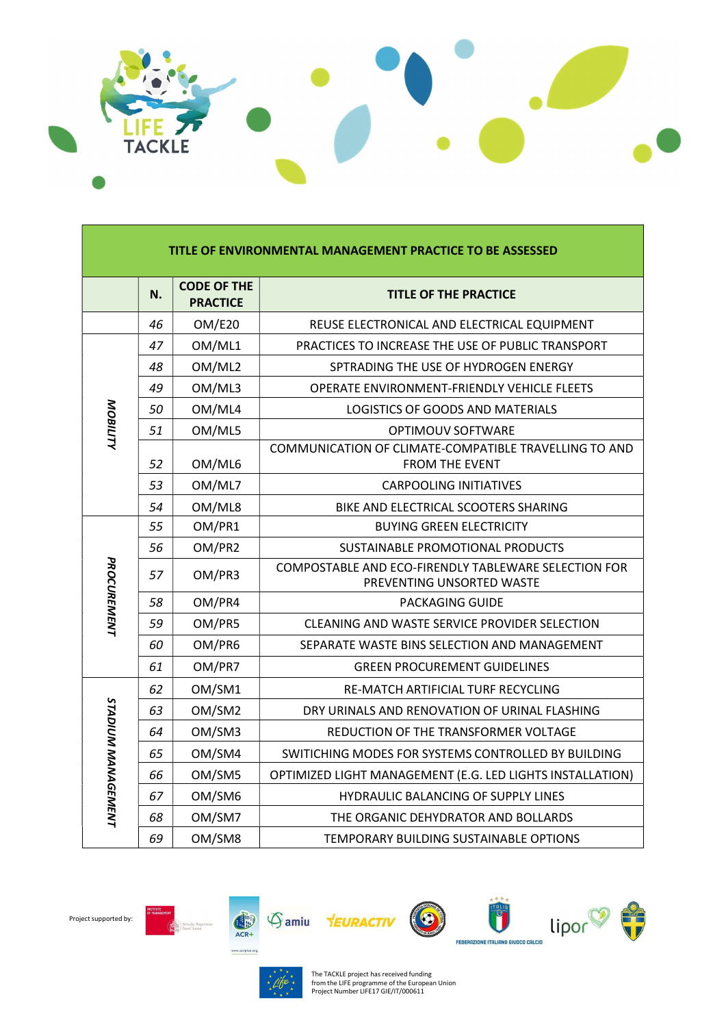| TITLE OF ENVIRONMENTAL MANAGEMENT PRACTICE TO BE ASSESSED | | | |
|---|---|---|---|
| | **N.** | **CODE OF THE PRACTICE** | **TITLE OF THE PRACTICE** |
| | *46* | OM/E20 | REUSE ELECTRONICAL AND ELECTRICAL EQUIPMENT |
| ***MOBILITY*** | *47* | OM/ML1 | PRACTICES TO INCREASE THE USE OF PUBLIC TRANSPORT |
| | *48* | OM/ML2 | SPTRADING THE USE OF HYDROGEN ENERGY |
| | *49* | OM/ML3 | OPERATE ENVIRONMENT-FRIENDLY VEHICLE FLEETS |
| | *50* | OM/ML4 | LOGISTICS OF GOODS AND MATERIALS |
| | *51* | OM/ML5 | OPTIMOUV SOFTWARE |
| | *52* | OM/ML6 | COMMUNICATION OF CLIMATE-COMPATIBLE TRAVELLING TO AND FROM THE EVENT |
| | *53* | OM/ML7 | CARPOOLING INITIATIVES |
| | *54* | OM/ML8 | BIKE AND ELECTRICAL SCOOTERS SHARING |
| ***PROCUREMENT*** | *55* | OM/PR1 | BUYING GREEN ELECTRICITY |
| | *56* | OM/PR2 | SUSTAINABLE PROMOTIONAL PRODUCTS |
| | *57* | OM/PR3 | COMPOSTABLE AND ECO-FIRENDLY TABLEWARE SELECTION FOR PREVENTING UNSORTED WASTE |
| | *58* | OM/PR4 | PACKAGING GUIDE |
| | *59* | OM/PR5 | CLEANING AND WASTE SERVICE PROVIDER SELECTION |
| | *60* | OM/PR6 | SEPARATE WASTE BINS SELECTION AND MANAGEMENT |
| | *61* | OM/PR7 | GREEN PROCUREMENT GUIDELINES |
| ***STADIUM MANAGEMENT*** | *62* | OM/SM1 | RE-MATCH ARTIFICIAL TURF RECYCLING |
| | *63* | OM/SM2 | DRY URINALS AND RENOVATION OF URINAL FLASHING |
| | *64* | OM/SM3 | REDUCTION OF THE TRANSFORMER VOLTAGE |
| | *65* | OM/SM4 | SWITCHING MODES FOR SYSTEMS CONTROLLED BY BUILDING |
| | *66* | OM/SM5 | OPTIMIZED LIGHT MANAGEMENT (E.G. LED LIGHTS INSTALLATION) |
| | *67* | OM/SM6 | HYDRAULIC BALANCING OF SUPPLY LINES |
| | *68* | OM/SM7 | THE ORGANIC DEHYDRATOR AND BOLLARDS |
| | *69* | OM/SM8 | TEMPORARY BUILDING SUSTAINABLE OPTIONS |

Project supported by:

The TACKLE project has received funding from the LIFE programme of the European Union
Project Number LIFE17 GIE/IT/000611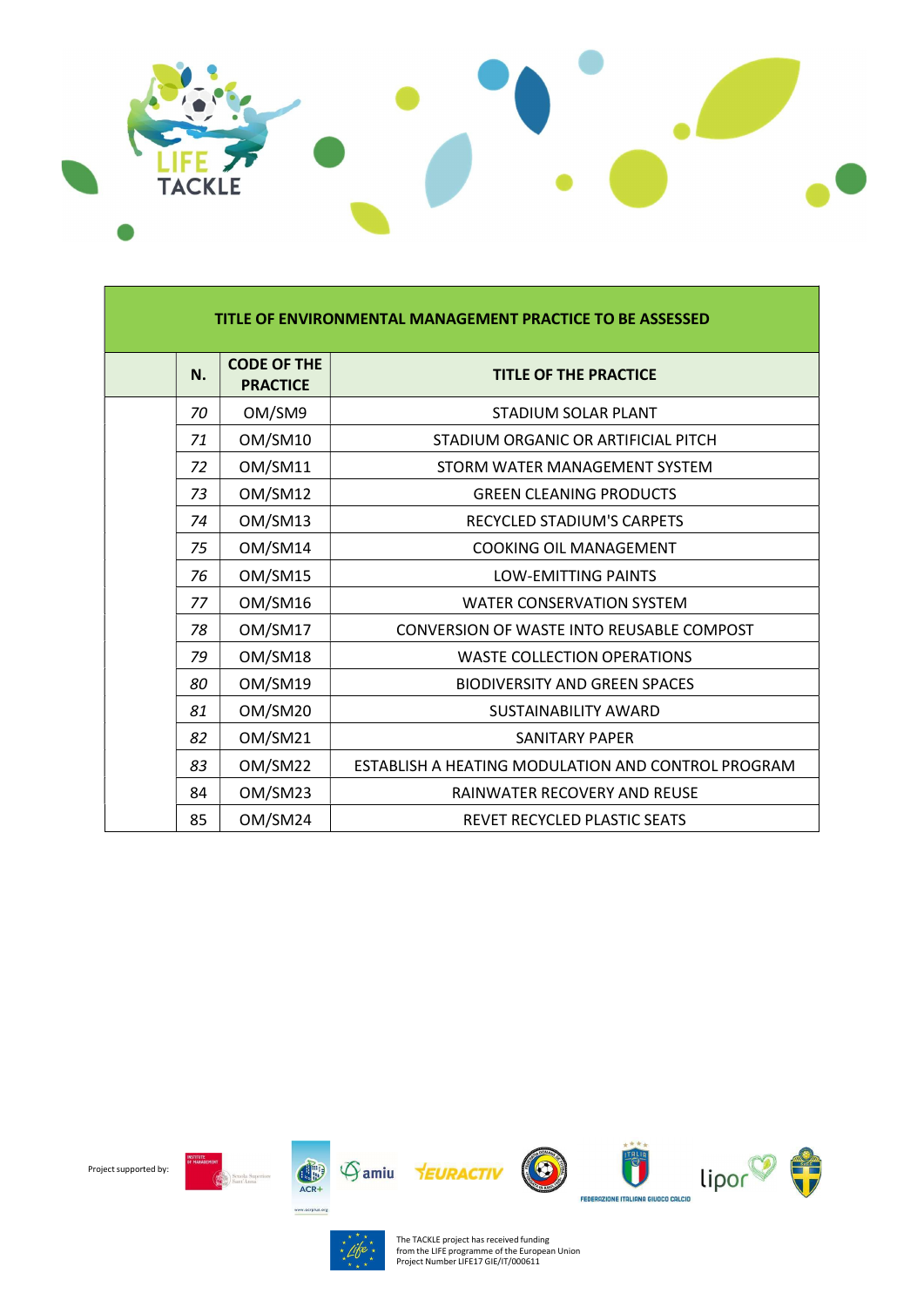| TITLE OF ENVIRONMENTAL MANAGEMENT PRACTICE TO BE ASSESSED | | | |
|---|---|---|---|
| | **N.** | **CODE OF THE PRACTICE** | **TITLE OF THE PRACTICE** |
| | *70* | OM/SM9 | STADIUM SOLAR PLANT |
| | *71* | OM/SM10 | STADIUM ORGANIC OR ARTIFICIAL PITCH |
| | *72* | OM/SM11 | STORM WATER MANAGEMENT SYSTEM |
| | *73* | OM/SM12 | GREEN CLEANING PRODUCTS |
| | *74* | OM/SM13 | RECYCLED STADIUM'S CARPETS |
| | *75* | OM/SM14 | COOKING OIL MANAGEMENT |
| | *76* | OM/SM15 | LOW-EMITTING PAINTS |
| | *77* | OM/SM16 | WATER CONSERVATION SYSTEM |
| | *78* | OM/SM17 | CONVERSION OF WASTE INTO REUSABLE COMPOST |
| | *79* | OM/SM18 | WASTE COLLECTION OPERATIONS |
| | *80* | OM/SM19 | BIODIVERSITY AND GREEN SPACES |
| | *81* | OM/SM20 | SUSTAINABILITY AWARD |
| | *82* | OM/SM21 | SANITARY PAPER |
| | *83* | OM/SM22 | ESTABLISH A HEATING MODULATION AND CONTROL PROGRAM |
| | 84 | OM/SM23 | RAINWATER RECOVERY AND REUSE |
| | 85 | OM/SM24 | REVET RECYCLED PLASTIC SEATS |

Project supported by:

The TACKLE project has received funding from the LIFE programme of the European Union Project Number LIFE17 GIE/IT/000611